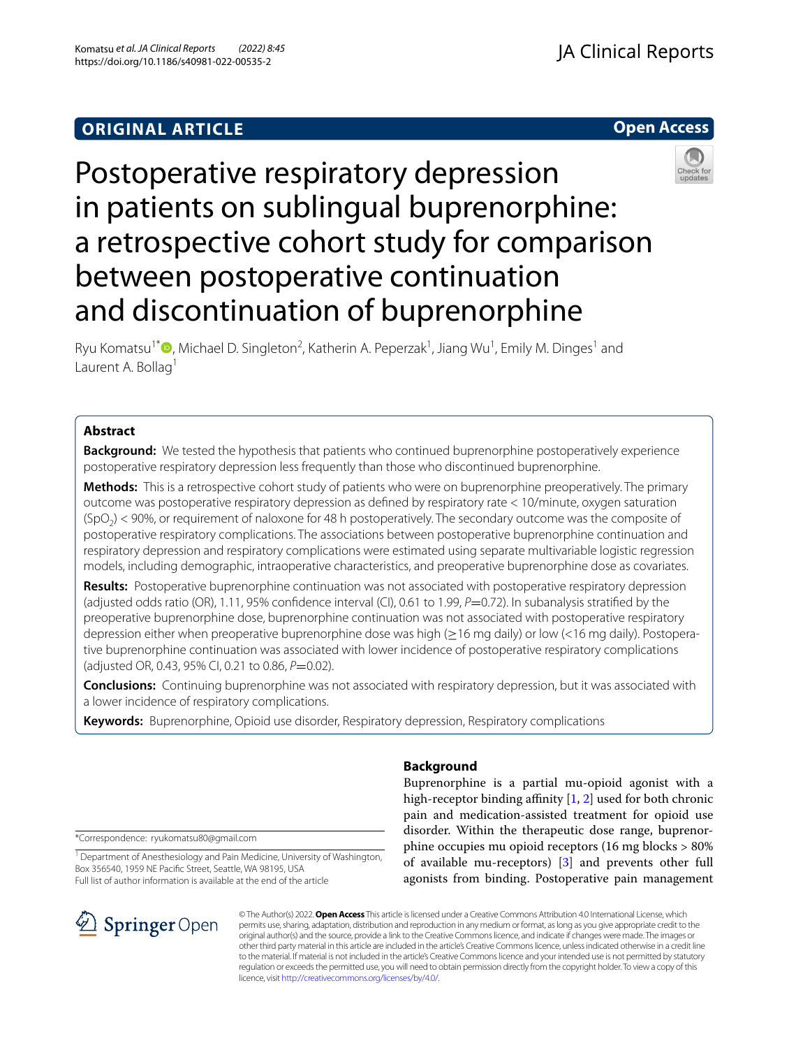ORIGINAL ARTICLE

Open Access

# Postoperative respiratory depression in patients on sublingual buprenorphine: a retrospective cohort study for comparison between postoperative continuation and discontinuation of buprenorphine

Ryu Komatsu[1*], Michael D. Singleton[2], Katherin A. Peperzak[1], Jiang Wu[1], Emily M. Dinges[1] and Laurent A. Bollag[1]

## Abstract

**Background:** We tested the hypothesis that patients who continued buprenorphine postoperatively experience postoperative respiratory depression less frequently than those who discontinued buprenorphine.

**Methods:** This is a retrospective cohort study of patients who were on buprenorphine preoperatively. The primary outcome was postoperative respiratory depression as defined by respiratory rate < 10/minute, oxygen saturation ($SpO_2$) < 90%, or requirement of naloxone for 48 h postoperatively. The secondary outcome was the composite of postoperative respiratory complications. The associations between postoperative buprenorphine continuation and respiratory depression and respiratory complications were estimated using separate multivariable logistic regression models, including demographic, intraoperative characteristics, and preoperative buprenorphine dose as covariates.

**Results:** Postoperative buprenorphine continuation was not associated with postoperative respiratory depression (adjusted odds ratio (OR), 1.11, 95% confidence interval (CI), 0.61 to 1.99, $P$=0.72). In subanalysis stratified by the preoperative buprenorphine dose, buprenorphine continuation was not associated with postoperative respiratory depression either when preoperative buprenorphine dose was high (≥16 mg daily) or low (<16 mg daily). Postoperative buprenorphine continuation was associated with lower incidence of postoperative respiratory complications (adjusted OR, 0.43, 95% CI, 0.21 to 0.86, $P$=0.02).

**Conclusions:** Continuing buprenorphine was not associated with respiratory depression, but it was associated with a lower incidence of respiratory complications.

**Keywords:** Buprenorphine, Opioid use disorder, Respiratory depression, Respiratory complications

## Background

Buprenorphine is a partial mu-opioid agonist with a high-receptor binding affinity [1, 2] used for both chronic pain and medication-assisted treatment for opioid use disorder. Within the therapeutic dose range, buprenorphine occupies mu opioid receptors (16 mg blocks > 80% of available mu-receptors) [3] and prevents other full agonists from binding. Postoperative pain management

*Correspondence: ryukomatsu80@gmail.com

[1] Department of Anesthesiology and Pain Medicine, University of Washington, Box 356540, 1959 NE Pacific Street, Seattle, WA 98195, USA

Full list of author information is available at the end of the article

© The Author(s) 2022. **Open Access** This article is licensed under a Creative Commons Attribution 4.0 International License, which permits use, sharing, adaptation, distribution and reproduction in any medium or format, as long as you give appropriate credit to the original author(s) and the source, provide a link to the Creative Commons licence, and indicate if changes were made. The images or other third party material in this article are included in the article's Creative Commons licence, unless indicated otherwise in a credit line to the material. If material is not included in the article's Creative Commons licence and your intended use is not permitted by statutory regulation or exceeds the permitted use, you will need to obtain permission directly from the copyright holder. To view a copy of this licence, visit http://creativecommons.org/licenses/by/4.0/.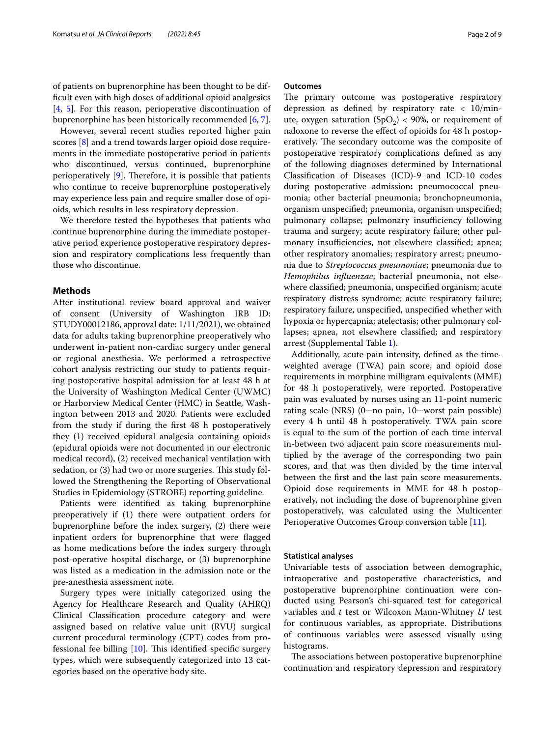of patients on buprenorphine has been thought to be difficult even with high doses of additional opioid analgesics [4, 5]. For this reason, perioperative discontinuation of buprenorphine has been historically recommended [6, 7].

However, several recent studies reported higher pain scores [8] and a trend towards larger opioid dose requirements in the immediate postoperative period in patients who discontinued, versus continued, buprenorphine perioperatively [9]. Therefore, it is possible that patients who continue to receive buprenorphine postoperatively may experience less pain and require smaller dose of opioids, which results in less respiratory depression.

We therefore tested the hypotheses that patients who continue buprenorphine during the immediate postoperative period experience postoperative respiratory depression and respiratory complications less frequently than those who discontinue.

## Methods

After institutional review board approval and waiver of consent (University of Washington IRB ID: STUDY00012186, approval date: 1/11/2021), we obtained data for adults taking buprenorphine preoperatively who underwent in-patient non-cardiac surgery under general or regional anesthesia. We performed a retrospective cohort analysis restricting our study to patients requiring postoperative hospital admission for at least 48 h at the University of Washington Medical Center (UWMC) or Harborview Medical Center (HMC) in Seattle, Washington between 2013 and 2020. Patients were excluded from the study if during the first 48 h postoperatively they (1) received epidural analgesia containing opioids (epidural opioids were not documented in our electronic medical record), (2) received mechanical ventilation with sedation, or (3) had two or more surgeries. This study followed the Strengthening the Reporting of Observational Studies in Epidemiology (STROBE) reporting guideline.

Patients were identified as taking buprenorphine preoperatively if (1) there were outpatient orders for buprenorphine before the index surgery, (2) there were inpatient orders for buprenorphine that were flagged as home medications before the index surgery through post-operative hospital discharge, or (3) buprenorphine was listed as a medication in the admission note or the pre-anesthesia assessment note.

Surgery types were initially categorized using the Agency for Healthcare Research and Quality (AHRQ) Clinical Classification procedure category and were assigned based on relative value unit (RVU) surgical current procedural terminology (CPT) codes from professional fee billing [10]. This identified specific surgery types, which were subsequently categorized into 13 categories based on the operative body site.

### Outcomes

The primary outcome was postoperative respiratory depression as defined by respiratory rate < 10/minute, oxygen saturation ($SpO_2$) < 90%, or requirement of naloxone to reverse the effect of opioids for 48 h postoperatively. The secondary outcome was the composite of postoperative respiratory complications defined as any of the following diagnoses determined by International Classification of Diseases (ICD)-9 and ICD-10 codes during postoperative admission**:** pneumococcal pneumonia; other bacterial pneumonia; bronchopneumonia, organism unspecified; pneumonia, organism unspecified; pulmonary collapse; pulmonary insufficiency following trauma and surgery; acute respiratory failure; other pulmonary insufficiencies, not elsewhere classified; apnea; other respiratory anomalies; respiratory arrest; pneumonia due to *Streptococcus pneumoniae*; pneumonia due to *Hemophilus influenzae*; bacterial pneumonia, not elsewhere classified; pneumonia, unspecified organism; acute respiratory distress syndrome; acute respiratory failure; respiratory failure, unspecified, unspecified whether with hypoxia or hypercapnia; atelectasis; other pulmonary collapses; apnea, not elsewhere classified; and respiratory arrest (Supplemental Table 1).

Additionally, acute pain intensity, defined as the time-weighted average (TWA) pain score, and opioid dose requirements in morphine milligram equivalents (MME) for 48 h postoperatively, were reported. Postoperative pain was evaluated by nurses using an 11-point numeric rating scale (NRS) (0=no pain, 10=worst pain possible) every 4 h until 48 h postoperatively. TWA pain score is equal to the sum of the portion of each time interval in-between two adjacent pain score measurements multiplied by the average of the corresponding two pain scores, and that was then divided by the time interval between the first and the last pain score measurements. Opioid dose requirements in MME for 48 h postoperatively, not including the dose of buprenorphine given postoperatively, was calculated using the Multicenter Perioperative Outcomes Group conversion table [11].

### Statistical analyses

Univariable tests of association between demographic, intraoperative and postoperative characteristics, and postoperative buprenorphine continuation were conducted using Pearson's chi-squared test for categorical variables and *t* test or Wilcoxon Mann-Whitney *U* test for continuous variables, as appropriate. Distributions of continuous variables were assessed visually using histograms.

The associations between postoperative buprenorphine continuation and respiratory depression and respiratory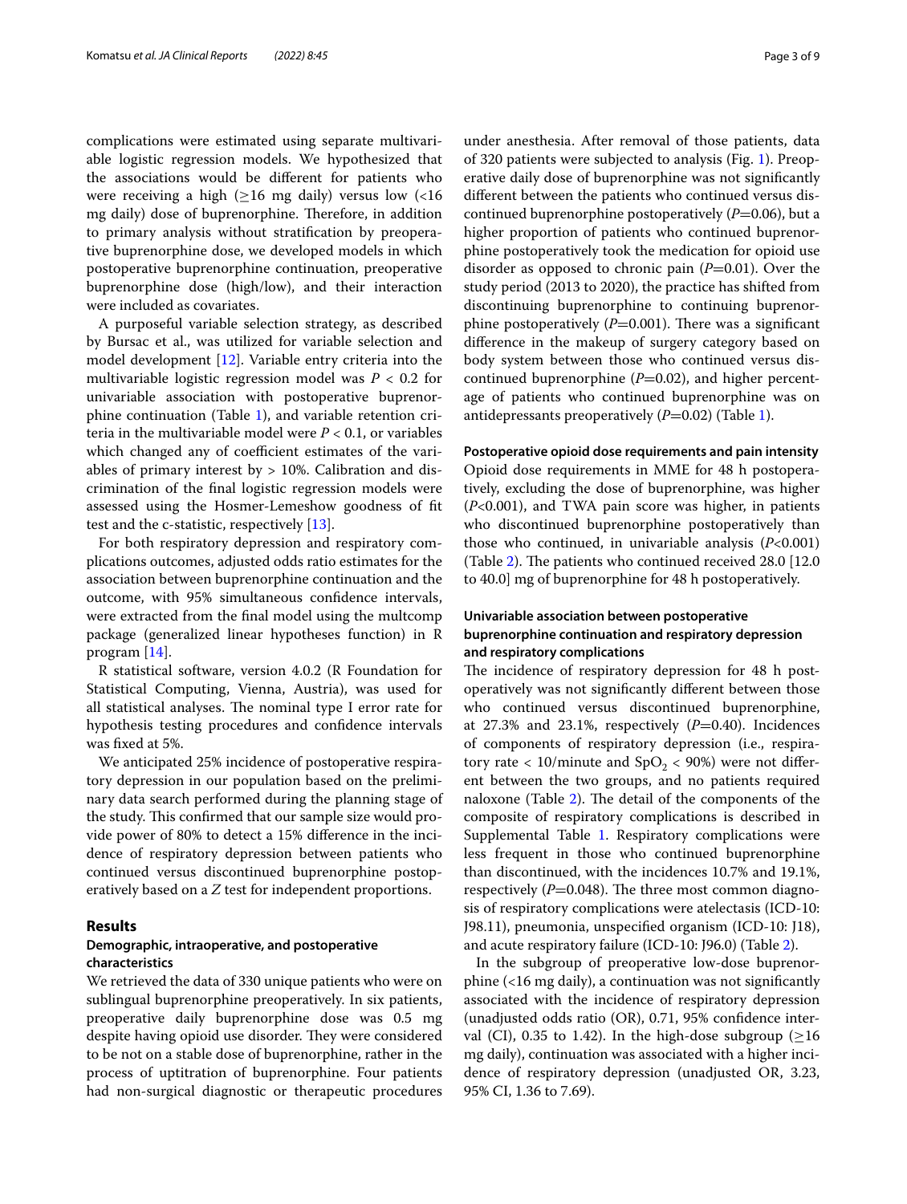complications were estimated using separate multivariable logistic regression models. We hypothesized that the associations would be different for patients who were receiving a high (≥16 mg daily) versus low (<16 mg daily) dose of buprenorphine. Therefore, in addition to primary analysis without stratification by preoperative buprenorphine dose, we developed models in which postoperative buprenorphine continuation, preoperative buprenorphine dose (high/low), and their interaction were included as covariates.

A purposeful variable selection strategy, as described by Bursac et al., was utilized for variable selection and model development [12]. Variable entry criteria into the multivariable logistic regression model was $P < 0.2$ for univariable association with postoperative buprenorphine continuation (Table 1), and variable retention criteria in the multivariable model were $P < 0.1$, or variables which changed any of coefficient estimates of the variables of primary interest by > 10%. Calibration and discrimination of the final logistic regression models were assessed using the Hosmer-Lemeshow goodness of fit test and the c-statistic, respectively [13].

For both respiratory depression and respiratory complications outcomes, adjusted odds ratio estimates for the association between buprenorphine continuation and the outcome, with 95% simultaneous confidence intervals, were extracted from the final model using the multcomp package (generalized linear hypotheses function) in R program [14].

R statistical software, version 4.0.2 (R Foundation for Statistical Computing, Vienna, Austria), was used for all statistical analyses. The nominal type I error rate for hypothesis testing procedures and confidence intervals was fixed at 5%.

We anticipated 25% incidence of postoperative respiratory depression in our population based on the preliminary data search performed during the planning stage of the study. This confirmed that our sample size would provide power of 80% to detect a 15% difference in the incidence of respiratory depression between patients who continued versus discontinued buprenorphine postoperatively based on a *Z* test for independent proportions.

## Results

### Demographic, intraoperative, and postoperative characteristics

We retrieved the data of 330 unique patients who were on sublingual buprenorphine preoperatively. In six patients, preoperative daily buprenorphine dose was 0.5 mg despite having opioid use disorder. They were considered to be not on a stable dose of buprenorphine, rather in the process of uptitration of buprenorphine. Four patients had non-surgical diagnostic or therapeutic procedures under anesthesia. After removal of those patients, data of 320 patients were subjected to analysis (Fig. 1). Preoperative daily dose of buprenorphine was not significantly different between the patients who continued versus discontinued buprenorphine postoperatively ($P$=0.06), but a higher proportion of patients who continued buprenorphine postoperatively took the medication for opioid use disorder as opposed to chronic pain ($P$=0.01). Over the study period (2013 to 2020), the practice has shifted from discontinuing buprenorphine to continuing buprenorphine postoperatively ($P$=0.001). There was a significant difference in the makeup of surgery category based on body system between those who continued versus discontinued buprenorphine ($P$=0.02), and higher percentage of patients who continued buprenorphine was on antidepressants preoperatively ($P$=0.02) (Table 1).

### Postoperative opioid dose requirements and pain intensity

Opioid dose requirements in MME for 48 h postoperatively, excluding the dose of buprenorphine, was higher ($P$<0.001), and TWA pain score was higher, in patients who discontinued buprenorphine postoperatively than those who continued, in univariable analysis ($P$<0.001) (Table 2). The patients who continued received 28.0 [12.0 to 40.0] mg of buprenorphine for 48 h postoperatively.

### Univariable association between postoperative buprenorphine continuation and respiratory depression and respiratory complications

The incidence of respiratory depression for 48 h postoperatively was not significantly different between those who continued versus discontinued buprenorphine, at 27.3% and 23.1%, respectively ($P$=0.40). Incidences of components of respiratory depression (i.e., respiratory rate < 10/minute and $SpO_2$ < 90%) were not different between the two groups, and no patients required naloxone (Table 2). The detail of the components of the composite of respiratory complications is described in Supplemental Table 1. Respiratory complications were less frequent in those who continued buprenorphine than discontinued, with the incidences 10.7% and 19.1%, respectively ($P$=0.048). The three most common diagnosis of respiratory complications were atelectasis (ICD-10: J98.11), pneumonia, unspecified organism (ICD-10: J18), and acute respiratory failure (ICD-10: J96.0) (Table 2).

In the subgroup of preoperative low-dose buprenorphine (<16 mg daily), a continuation was not significantly associated with the incidence of respiratory depression (unadjusted odds ratio (OR), 0.71, 95% confidence interval (CI), 0.35 to 1.42). In the high-dose subgroup (≥16 mg daily), continuation was associated with a higher incidence of respiratory depression (unadjusted OR, 3.23, 95% CI, 1.36 to 7.69).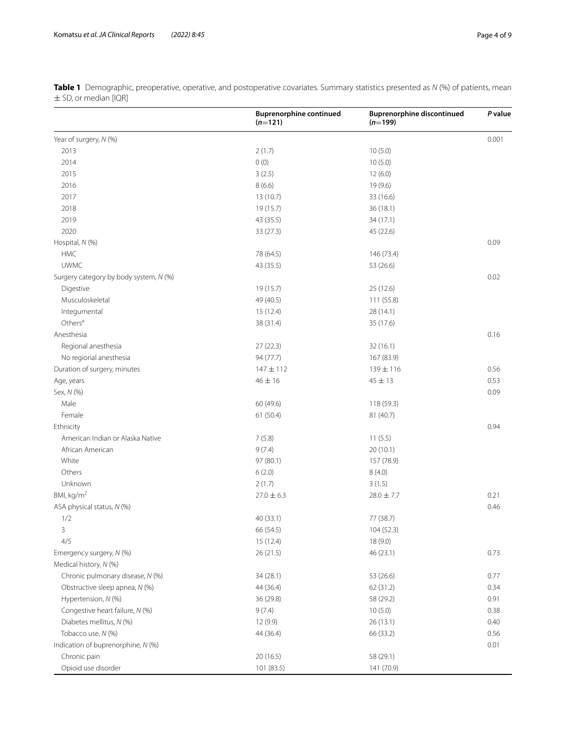**Table 1** Demographic, preoperative, operative, and postoperative covariates. Summary statistics presented as *N* (%) of patients, mean ± SD, or median [IQR]

| | Buprenorphine continued ($n$=121) | Buprenorphine discontinued ($n$=199) | *P* value |
|---|---|---|---|
| Year of surgery, *N* (%) | | | 0.001 |
| 2013 | 2 (1.7) | 10 (5.0) | |
| 2014 | 0 (0) | 10 (5.0) | |
| 2015 | 3 (2.5) | 12 (6.0) | |
| 2016 | 8 (6.6) | 19 (9.6) | |
| 2017 | 13 (10.7) | 33 (16.6) | |
| 2018 | 19 (15.7) | 36 (18.1) | |
| 2019 | 43 (35.5) | 34 (17.1) | |
| 2020 | 33 (27.3) | 45 (22.6) | |
| Hospital, *N* (%) | | | 0.09 |
| HMC | 78 (64.5) | 146 (73.4) | |
| UWMC | 43 (35.5) | 53 (26.6) | |
| Surgery category by body system, *N* (%) | | | 0.02 |
| Digestive | 19 (15.7) | 25 (12.6) | |
| Musculoskeletal | 49 (40.5) | 111 (55.8) | |
| Integumental | 15 (12.4) | 28 (14.1) | |
| Others[a] | 38 (31.4) | 35 (17.6) | |
| Anesthesia | | | 0.16 |
| Regional anesthesia | 27 (22.3) | 32 (16.1) | |
| No regional anesthesia | 94 (77.7) | 167 (83.9) | |
| Duration of surgery, minutes | 147 ± 112 | 139 ± 116 | 0.56 |
| Age, years | 46 ± 16 | 45 ± 13 | 0.53 |
| Sex, *N* (%) | | | 0.09 |
| Male | 60 (49.6) | 118 (59.3) | |
| Female | 61 (50.4) | 81 (40.7) | |
| Ethnicity | | | 0.94 |
| American Indian or Alaska Native | 7 (5.8) | 11 (5.5) | |
| African American | 9 (7.4) | 20 (10.1) | |
| White | 97 (80.1) | 157 (78.9) | |
| Others | 6 (2.0) | 8 (4.0) | |
| Unknown | 2 (1.7) | 3 (1.5) | |
| BMI, kg/m$^2$ | 27.0 ± 6.3 | 28.0 ± 7.7 | 0.21 |
| ASA physical status, *N* (%) | | | 0.46 |
| 1/2 | 40 (33.1) | 77 (38.7) | |
| 3 | 66 (54.5) | 104 (52.3) | |
| 4/5 | 15 (12.4) | 18 (9.0) | |
| Emergency surgery, *N* (%) | 26 (21.5) | 46 (23.1) | 0.73 |
| Medical history, *N* (%) | | | |
| Chronic pulmonary disease, *N* (%) | 34 (28.1) | 53 (26.6) | 0.77 |
| Obstructive sleep apnea, *N* (%) | 44 (36.4) | 62 (31.2) | 0.34 |
| Hypertension, *N* (%) | 36 (29.8) | 58 (29.2) | 0.91 |
| Congestive heart failure, *N* (%) | 9 (7.4) | 10 (5.0) | 0.38 |
| Diabetes mellitus, *N* (%) | 12 (9.9) | 26 (13.1) | 0.40 |
| Tobacco use, *N* (%) | 44 (36.4) | 66 (33.2) | 0.56 |
| Indication of buprenorphine, *N* (%) | | | 0.01 |
| Chronic pain | 20 (16.5) | 58 (29.1) | |
| Opioid use disorder | 101 (83.5) | 141 (70.9) | |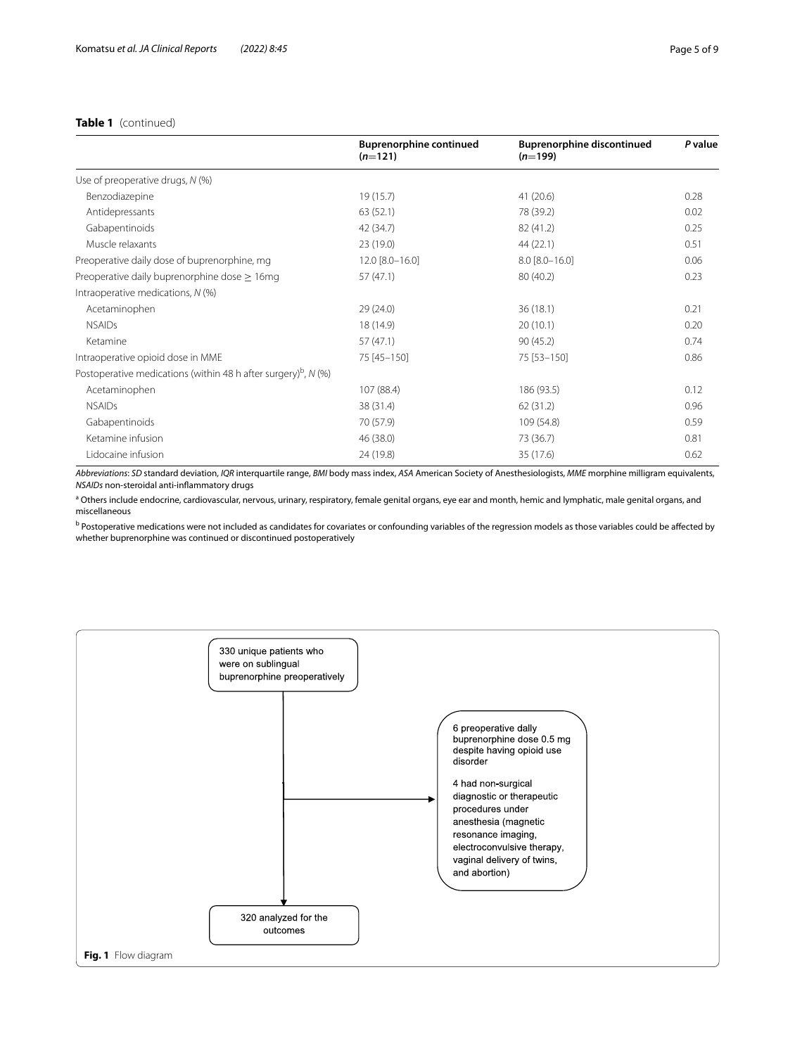**Table 1** (continued)

| | Buprenorphine continued ($n$=121) | Buprenorphine discontinued ($n$=199) | $P$ value |
|---|---|---|---|
| Use of preoperative drugs, $N$ (%) | | | |
| Benzodiazepine | 19 (15.7) | 41 (20.6) | 0.28 |
| Antidepressants | 63 (52.1) | 78 (39.2) | 0.02 |
| Gabapentinoids | 42 (34.7) | 82 (41.2) | 0.25 |
| Muscle relaxants | 23 (19.0) | 44 (22.1) | 0.51 |
| Preoperative daily dose of buprenorphine, mg | 12.0 [8.0–16.0] | 8.0 [8.0–16.0] | 0.06 |
| Preoperative daily buprenorphine dose ≥ 16mg | 57 (47.1) | 80 (40.2) | 0.23 |
| Intraoperative medications, $N$ (%) | | | |
| Acetaminophen | 29 (24.0) | 36 (18.1) | 0.21 |
| NSAIDs | 18 (14.9) | 20 (10.1) | 0.20 |
| Ketamine | 57 (47.1) | 90 (45.2) | 0.74 |
| Intraoperative opioid dose in MME | 75 [45–150] | 75 [53–150] | 0.86 |
| Postoperative medications (within 48 h after surgery)[b], $N$ (%) | | | |
| Acetaminophen | 107 (88.4) | 186 (93.5) | 0.12 |
| NSAIDs | 38 (31.4) | 62 (31.2) | 0.96 |
| Gabapentinoids | 70 (57.9) | 109 (54.8) | 0.59 |
| Ketamine infusion | 46 (38.0) | 73 (36.7) | 0.81 |
| Lidocaine infusion | 24 (19.8) | 35 (17.6) | 0.62 |

*Abbreviations*: *SD* standard deviation, *IQR* interquartile range, *BMI* body mass index, *ASA* American Society of Anesthesiologists, *MME* morphine milligram equivalents, *NSAIDs* non-steroidal anti-inflammatory drugs

[a] Others include endocrine, cardiovascular, nervous, urinary, respiratory, female genital organs, eye ear and month, hemic and lymphatic, male genital organs, and miscellaneous

[b] Postoperative medications were not included as candidates for covariates or confounding variables of the regression models as those variables could be affected by whether buprenorphine was continued or discontinued postoperatively

330 unique patients who were on sublingual buprenorphine preoperatively

6 preoperative dally buprenorphine dose 0.5 mg despite having opioid use disorder

4 had non-surgical diagnostic or therapeutic procedures under anesthesia (magnetic resonance imaging, electroconvulsive therapy, vaginal delivery of twins, and abortion)

320 analyzed for the outcomes

**Fig. 1** Flow diagram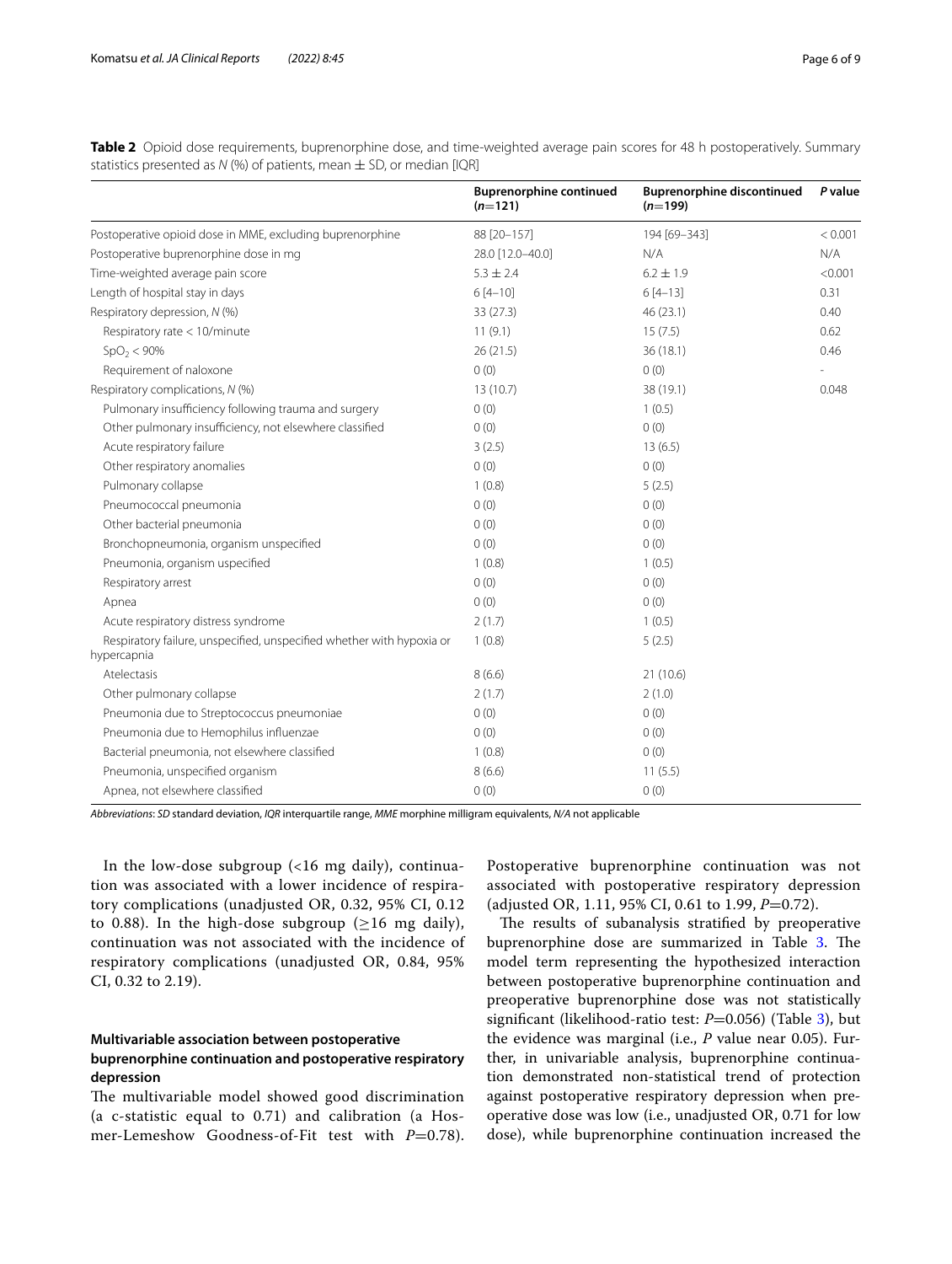**Table 2** Opioid dose requirements, buprenorphine dose, and time-weighted average pain scores for 48 h postoperatively. Summary statistics presented as *N* (%) of patients, mean ± SD, or median [IQR]

| | Buprenorphine continued (*n*=121) | Buprenorphine discontinued (*n*=199) | *P* value |
|---|---|---|---|
| Postoperative opioid dose in MME, excluding buprenorphine | 88 [20–157] | 194 [69–343] | < 0.001 |
| Postoperative buprenorphine dose in mg | 28.0 [12.0–40.0] | N/A | N/A |
| Time-weighted average pain score | 5.3 ± 2.4 | 6.2 ± 1.9 | <0.001 |
| Length of hospital stay in days | 6 [4–10] | 6 [4–13] | 0.31 |
| Respiratory depression, *N* (%) | 33 (27.3) | 46 (23.1) | 0.40 |
| Respiratory rate < 10/minute | 11 (9.1) | 15 (7.5) | 0.62 |
| $SpO_2$ < 90% | 26 (21.5) | 36 (18.1) | 0.46 |
| Requirement of naloxone | 0 (0) | 0 (0) | - |
| Respiratory complications, *N* (%) | 13 (10.7) | 38 (19.1) | 0.048 |
| Pulmonary insufficiency following trauma and surgery | 0 (0) | 1 (0.5) | |
| Other pulmonary insufficiency, not elsewhere classified | 0 (0) | 0 (0) | |
| Acute respiratory failure | 3 (2.5) | 13 (6.5) | |
| Other respiratory anomalies | 0 (0) | 0 (0) | |
| Pulmonary collapse | 1 (0.8) | 5 (2.5) | |
| Pneumococcal pneumonia | 0 (0) | 0 (0) | |
| Other bacterial pneumonia | 0 (0) | 0 (0) | |
| Bronchopneumonia, organism unspecified | 0 (0) | 0 (0) | |
| Pneumonia, organism uspecified | 1 (0.8) | 1 (0.5) | |
| Respiratory arrest | 0 (0) | 0 (0) | |
| Apnea | 0 (0) | 0 (0) | |
| Acute respiratory distress syndrome | 2 (1.7) | 1 (0.5) | |
| Respiratory failure, unspecified, unspecified whether with hypoxia or hypercapnia | 1 (0.8) | 5 (2.5) | |
| Atelectasis | 8 (6.6) | 21 (10.6) | |
| Other pulmonary collapse | 2 (1.7) | 2 (1.0) | |
| Pneumonia due to Streptococcus pneumoniae | 0 (0) | 0 (0) | |
| Pneumonia due to Hemophilus influenzae | 0 (0) | 0 (0) | |
| Bacterial pneumonia, not elsewhere classified | 1 (0.8) | 0 (0) | |
| Pneumonia, unspecified organism | 8 (6.6) | 11 (5.5) | |
| Apnea, not elsewhere classified | 0 (0) | 0 (0) | |

*Abbreviations*: *SD* standard deviation, *IQR* interquartile range, *MME* morphine milligram equivalents, *N/A* not applicable

In the low-dose subgroup (<16 mg daily), continuation was associated with a lower incidence of respiratory complications (unadjusted OR, 0.32, 95% CI, 0.12 to 0.88). In the high-dose subgroup (≥16 mg daily), continuation was not associated with the incidence of respiratory complications (unadjusted OR, 0.84, 95% CI, 0.32 to 2.19).

### Multivariable association between postoperative buprenorphine continuation and postoperative respiratory depression

The multivariable model showed good discrimination (a c-statistic equal to 0.71) and calibration (a Hosmer-Lemeshow Goodness-of-Fit test with *P*=0.78). Postoperative buprenorphine continuation was not associated with postoperative respiratory depression (adjusted OR, 1.11, 95% CI, 0.61 to 1.99, *P*=0.72).

The results of subanalysis stratified by preoperative buprenorphine dose are summarized in Table 3. The model term representing the hypothesized interaction between postoperative buprenorphine continuation and preoperative buprenorphine dose was not statistically significant (likelihood-ratio test: *P*=0.056) (Table 3), but the evidence was marginal (i.e., *P* value near 0.05). Further, in univariable analysis, buprenorphine continuation demonstrated non-statistical trend of protection against postoperative respiratory depression when preoperative dose was low (i.e., unadjusted OR, 0.71 for low dose), while buprenorphine continuation increased the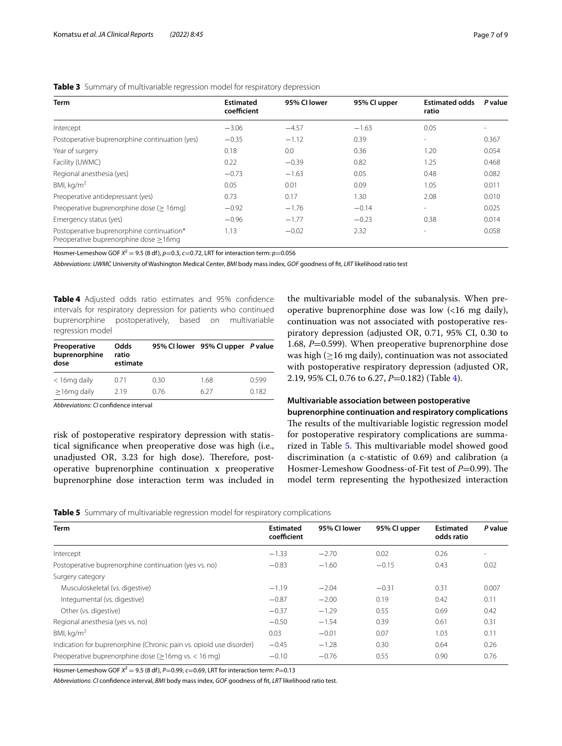**Table 3** Summary of multivariable regression model for respiratory depression

| Term | Estimated coefficient | 95% CI lower | 95% CI upper | Estimated odds ratio | *P* value |
|---|---|---|---|---|---|
| Intercept | −3.06 | −4.57 | −1.63 | 0.05 | - |
| Postoperative buprenorphine continuation (yes) | −0.35 | −1.12 | 0.39 | - | 0.367 |
| Year of surgery | 0.18 | 0.0 | 0.36 | 1.20 | 0.054 |
| Facility (UWMC) | 0.22 | −0.39 | 0.82 | 1.25 | 0.468 |
| Regional anesthesia (yes) | −0.73 | −1.63 | 0.05 | 0.48 | 0.082 |
| BMI, kg/m$^2$ | 0.05 | 0.01 | 0.09 | 1.05 | 0.011 |
| Preoperative antidepressant (yes) | 0.73 | 0.17 | 1.30 | 2.08 | 0.010 |
| Preoperative buprenorphine dose (≥ 16mg) | −0.92 | −1.76 | −0.14 | - | 0.025 |
| Emergency status (yes) | −0.96 | −1.77 | −0.23 | 0.38 | 0.014 |
| Postoperative buprenorphine continuation* Preoperative buprenorphine dose ≥16mg | 1.13 | −0.02 | 2.32 | - | 0.058 |

Hosmer-Lemeshow GOF $X^2 = 9.5$ (8 df), $p$=0.3, $c$=0.72, LRT for interaction term: $p$=0.056

*Abbreviations*: *UWMC* University of Washington Medical Center, *BMI* body mass index, *GOF* goodness of fit, *LRT* likelihood ratio test

**Table 4** Adjusted odds ratio estimates and 95% confidence intervals for respiratory depression for patients who continued buprenorphine postoperatively, based on multivariable regression model

| Preoperative buprenorphine dose | Odds ratio estimate | 95% CI lower | 95% CI upper | *P* value |
|---|---|---|---|---|
| < 16mg daily | 0.71 | 0.30 | 1.68 | 0.599 |
| ≥16mg daily | 2.19 | 0.76 | 6.27 | 0.182 |

*Abbreviations*: *CI* confidence interval

risk of postoperative respiratory depression with statistical significance when preoperative dose was high (i.e., unadjusted OR, 3.23 for high dose). Therefore, postoperative buprenorphine continuation x preoperative buprenorphine dose interaction term was included in the multivariable model of the subanalysis. When preoperative buprenorphine dose was low (<16 mg daily), continuation was not associated with postoperative respiratory depression (adjusted OR, 0.71, 95% CI, 0.30 to 1.68, *P*=0.599). When preoperative buprenorphine dose was high (≥16 mg daily), continuation was not associated with postoperative respiratory depression (adjusted OR, 2.19, 95% CI, 0.76 to 6.27, *P*=0.182) (Table 4).

#### Multivariable association between postoperative buprenorphine continuation and respiratory complications

The results of the multivariable logistic regression model for postoperative respiratory complications are summarized in Table 5. This multivariable model showed good discrimination (a c-statistic of 0.69) and calibration (a Hosmer-Lemeshow Goodness-of-Fit test of *P*=0.99). The model term representing the hypothesized interaction

**Table 5** Summary of multivariable regression model for respiratory complications

| Term | Estimated coefficient | 95% CI lower | 95% CI upper | Estimated odds ratio | *P* value |
|---|---|---|---|---|---|
| Intercept | −1.33 | −2.70 | 0.02 | 0.26 | - |
| Postoperative buprenorphine continuation (yes vs. no) | −0.83 | −1.60 | −0.15 | 0.43 | 0.02 |
| Surgery category | | | | | |
| Musculoskeletal (vs. digestive) | −1.19 | −2.04 | −0.31 | 0.31 | 0.007 |
| Integumental (vs. digestive) | −0.87 | −2.00 | 0.19 | 0.42 | 0.11 |
| Other (vs. digestive) | −0.37 | −1.29 | 0.55 | 0.69 | 0.42 |
| Regional anesthesia (yes vs. no) | −0.50 | −1.54 | 0.39 | 0.61 | 0.31 |
| BMI, kg/m$^2$ | 0.03 | −0.01 | 0.07 | 1.03 | 0.11 |
| Indication for buprenorphine (Chronic pain vs. opioid use disorder) | −0.45 | −1.28 | 0.30 | 0.64 | 0.26 |
| Preoperative buprenorphine dose (≥16mg vs. < 16 mg) | −0.10 | −0.76 | 0.55 | 0.90 | 0.76 |

Hosmer-Lemeshow GOF $X^2 = 9.5$ (8 df), $P$=0.99, $c$=0.69, LRT for interaction term: $P$=0.13

*Abbreviations*: *CI* confidence interval, *BMI* body mass index, *GOF* goodness of fit, *LRT* likelihood ratio test.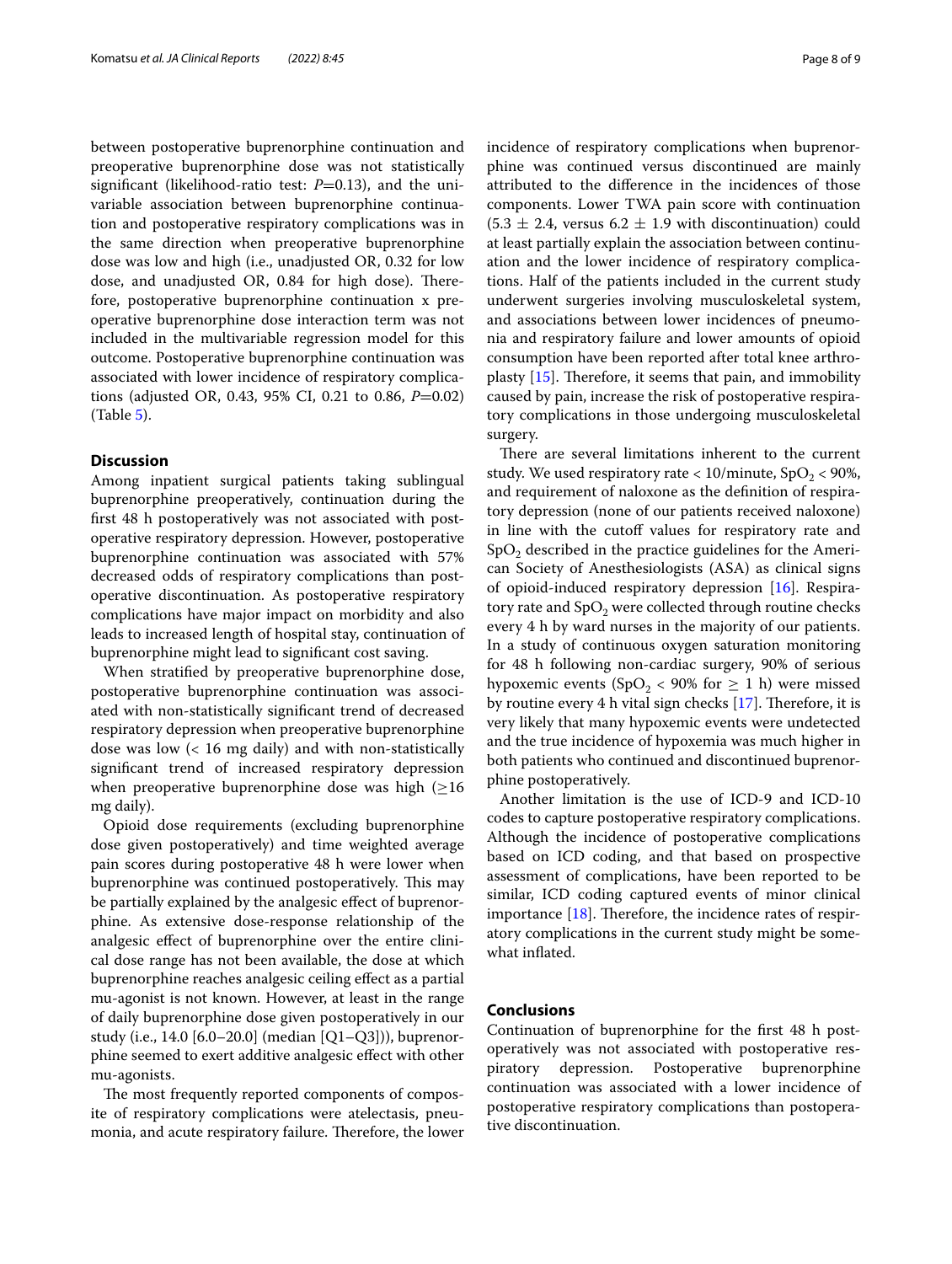between postoperative buprenorphine continuation and preoperative buprenorphine dose was not statistically significant (likelihood-ratio test: $P$=0.13), and the univariable association between buprenorphine continuation and postoperative respiratory complications was in the same direction when preoperative buprenorphine dose was low and high (i.e., unadjusted OR, 0.32 for low dose, and unadjusted OR, 0.84 for high dose). Therefore, postoperative buprenorphine continuation x preoperative buprenorphine dose interaction term was not included in the multivariable regression model for this outcome. Postoperative buprenorphine continuation was associated with lower incidence of respiratory complications (adjusted OR, 0.43, 95% CI, 0.21 to 0.86, $P$=0.02) (Table 5).

## Discussion

Among inpatient surgical patients taking sublingual buprenorphine preoperatively, continuation during the first 48 h postoperatively was not associated with postoperative respiratory depression. However, postoperative buprenorphine continuation was associated with 57% decreased odds of respiratory complications than postoperative discontinuation. As postoperative respiratory complications have major impact on morbidity and also leads to increased length of hospital stay, continuation of buprenorphine might lead to significant cost saving.

When stratified by preoperative buprenorphine dose, postoperative buprenorphine continuation was associated with non-statistically significant trend of decreased respiratory depression when preoperative buprenorphine dose was low (< 16 mg daily) and with non-statistically significant trend of increased respiratory depression when preoperative buprenorphine dose was high (≥16 mg daily).

Opioid dose requirements (excluding buprenorphine dose given postoperatively) and time weighted average pain scores during postoperative 48 h were lower when buprenorphine was continued postoperatively. This may be partially explained by the analgesic effect of buprenorphine. As extensive dose-response relationship of the analgesic effect of buprenorphine over the entire clinical dose range has not been available, the dose at which buprenorphine reaches analgesic ceiling effect as a partial mu-agonist is not known. However, at least in the range of daily buprenorphine dose given postoperatively in our study (i.e., 14.0 [6.0–20.0] (median [Q1–Q3])), buprenorphine seemed to exert additive analgesic effect with other mu-agonists.

The most frequently reported components of composite of respiratory complications were atelectasis, pneumonia, and acute respiratory failure. Therefore, the lower incidence of respiratory complications when buprenorphine was continued versus discontinued are mainly attributed to the difference in the incidences of those components. Lower TWA pain score with continuation (5.3 ± 2.4, versus 6.2 ± 1.9 with discontinuation) could at least partially explain the association between continuation and the lower incidence of respiratory complications. Half of the patients included in the current study underwent surgeries involving musculoskeletal system, and associations between lower incidences of pneumonia and respiratory failure and lower amounts of opioid consumption have been reported after total knee arthroplasty [15]. Therefore, it seems that pain, and immobility caused by pain, increase the risk of postoperative respiratory complications in those undergoing musculoskeletal surgery.

There are several limitations inherent to the current study. We used respiratory rate < 10/minute, $SpO_2$ < 90%, and requirement of naloxone as the definition of respiratory depression (none of our patients received naloxone) in line with the cutoff values for respiratory rate and $SpO_2$ described in the practice guidelines for the American Society of Anesthesiologists (ASA) as clinical signs of opioid-induced respiratory depression [16]. Respiratory rate and $SpO_2$ were collected through routine checks every 4 h by ward nurses in the majority of our patients. In a study of continuous oxygen saturation monitoring for 48 h following non-cardiac surgery, 90% of serious hypoxemic events ($SpO_2$ < 90% for ≥ 1 h) were missed by routine every 4 h vital sign checks [17]. Therefore, it is very likely that many hypoxemic events were undetected and the true incidence of hypoxemia was much higher in both patients who continued and discontinued buprenorphine postoperatively.

Another limitation is the use of ICD-9 and ICD-10 codes to capture postoperative respiratory complications. Although the incidence of postoperative complications based on ICD coding, and that based on prospective assessment of complications, have been reported to be similar, ICD coding captured events of minor clinical importance [18]. Therefore, the incidence rates of respiratory complications in the current study might be somewhat inflated.

## Conclusions

Continuation of buprenorphine for the first 48 h postoperatively was not associated with postoperative respiratory depression. Postoperative buprenorphine continuation was associated with a lower incidence of postoperative respiratory complications than postoperative discontinuation.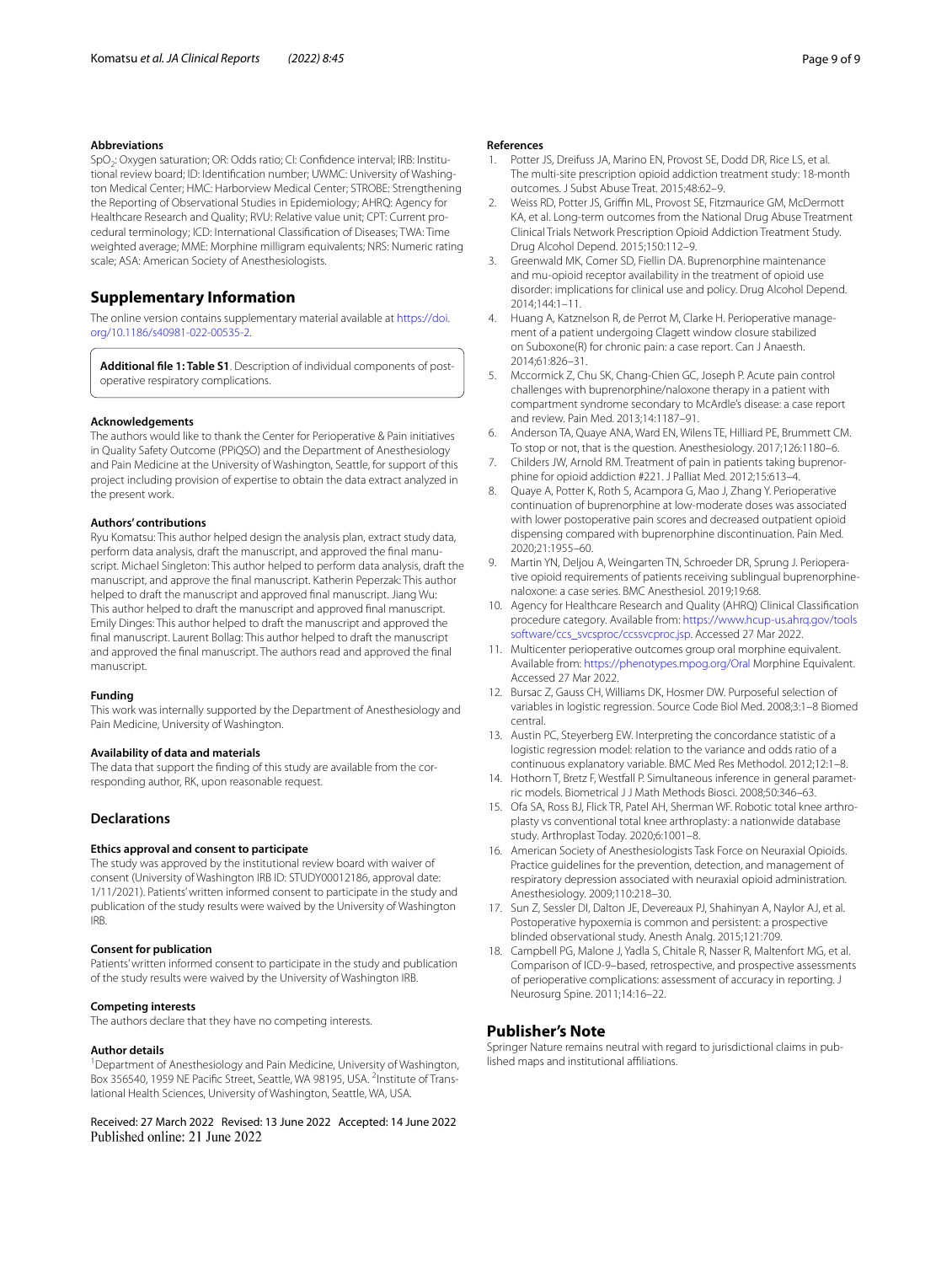### Abbreviations

$SpO_2$: Oxygen saturation; OR: Odds ratio; CI: Confidence interval; IRB: Institutional review board; ID: Identification number; UWMC: University of Washington Medical Center; HMC: Harborview Medical Center; STROBE: Strengthening the Reporting of Observational Studies in Epidemiology; AHRQ: Agency for Healthcare Research and Quality; RVU: Relative value unit; CPT: Current procedural terminology; ICD: International Classification of Diseases; TWA: Time weighted average; MME: Morphine milligram equivalents; NRS: Numeric rating scale; ASA: American Society of Anesthesiologists.

## Supplementary Information

The online version contains supplementary material available at https://doi.org/10.1186/s40981-022-00535-2.

**Additional file 1: Table S1**. Description of individual components of postoperative respiratory complications.

### Acknowledgements

The authors would like to thank the Center for Perioperative & Pain initiatives in Quality Safety Outcome (PPiQSO) and the Department of Anesthesiology and Pain Medicine at the University of Washington, Seattle, for support of this project including provision of expertise to obtain the data extract analyzed in the present work.

### Authors' contributions

Ryu Komatsu: This author helped design the analysis plan, extract study data, perform data analysis, draft the manuscript, and approve the final manuscript. Michael Singleton: This author helped to perform data analysis, draft the manuscript, and approve the final manuscript. Katherin Peperzak: This author helped to draft the manuscript and approved final manuscript. Jiang Wu: This author helped to draft the manuscript and approved final manuscript. Emily Dinges: This author helped to draft the manuscript and approved the final manuscript. Laurent Bollag: This author helped to draft the manuscript and approved the final manuscript. The authors read and approved the final manuscript.

### Funding

This work was internally supported by the Department of Anesthesiology and Pain Medicine, University of Washington.

### Availability of data and materials

The data that support the finding of this study are available from the corresponding author, RK, upon reasonable request.

## Declarations

### Ethics approval and consent to participate

The study was approved by the institutional review board with waiver of consent (University of Washington IRB ID: STUDY00012186, approval date: 1/11/2021). Patients' written informed consent to participate in the study and publication of the study results were waived by the University of Washington IRB.

### Consent for publication

Patients' written informed consent to participate in the study and publication of the study results were waived by the University of Washington IRB.

### Competing interests

The authors declare that they have no competing interests.

### Author details

[1]Department of Anesthesiology and Pain Medicine, University of Washington, Box 356540, 1959 NE Pacific Street, Seattle, WA 98195, USA. [2]Institute of Translational Health Sciences, University of Washington, Seattle, WA, USA.

Received: 27 March 2022 Revised: 13 June 2022 Accepted: 14 June 2022
Published online: 21 June 2022

### References

1. Potter JS, Dreifuss JA, Marino EN, Provost SE, Dodd DR, Rice LS, et al. The multi-site prescription opioid addiction treatment study: 18-month outcomes. J Subst Abuse Treat. 2015;48:62–9.
2. Weiss RD, Potter JS, Griffin ML, Provost SE, Fitzmaurice GM, McDermott KA, et al. Long-term outcomes from the National Drug Abuse Treatment Clinical Trials Network Prescription Opioid Addiction Treatment Study. Drug Alcohol Depend. 2015;150:112–9.
3. Greenwald MK, Comer SD, Fiellin DA. Buprenorphine maintenance and mu-opioid receptor availability in the treatment of opioid use disorder: implications for clinical use and policy. Drug Alcohol Depend. 2014;144:1–11.
4. Huang A, Katznelson R, de Perrot M, Clarke H. Perioperative management of a patient undergoing Clagett window closure stabilized on Suboxone(R) for chronic pain: a case report. Can J Anaesth. 2014;61:826–31.
5. Mccormick Z, Chu SK, Chang-Chien GC, Joseph P. Acute pain control challenges with buprenorphine/naloxone therapy in a patient with compartment syndrome secondary to McArdle's disease: a case report and review. Pain Med. 2013;14:1187–91.
6. Anderson TA, Quaye ANA, Ward EN, Wilens TE, Hilliard PE, Brummett CM. To stop or not, that is the question. Anesthesiology. 2017;126:1180–6.
7. Childers JW, Arnold RM. Treatment of pain in patients taking buprenorphine for opioid addiction #221. J Palliat Med. 2012;15:613–4.
8. Quaye A, Potter K, Roth S, Acampora G, Mao J, Zhang Y. Perioperative continuation of buprenorphine at low-moderate doses was associated with lower postoperative pain scores and decreased outpatient opioid dispensing compared with buprenorphine discontinuation. Pain Med. 2020;21:1955–60.
9. Martin YN, Deljou A, Weingarten TN, Schroeder DR, Sprung J. Perioperative opioid requirements of patients receiving sublingual buprenorphine-naloxone: a case series. BMC Anesthesiol. 2019;19:68.
10. Agency for Healthcare Research and Quality (AHRQ) Clinical Classification procedure category. Available from: https://www.hcup-us.ahrq.gov/toolssoftware/ccs_svcsproc/ccssvcproc.jsp. Accessed 27 Mar 2022.
11. Multicenter perioperative outcomes group oral morphine equivalent. Available from: https://phenotypes.mpog.org/Oral Morphine Equivalent. Accessed 27 Mar 2022.
12. Bursac Z, Gauss CH, Williams DK, Hosmer DW. Purposeful selection of variables in logistic regression. Source Code Biol Med. 2008;3:1–8 Biomed central.
13. Austin PC, Steyerberg EW. Interpreting the concordance statistic of a logistic regression model: relation to the variance and odds ratio of a continuous explanatory variable. BMC Med Res Methodol. 2012;12:1–8.
14. Hothorn T, Bretz F, Westfall P. Simultaneous inference in general parametric models. Biometrical J J Math Methods Biosci. 2008;50:346–63.
15. Ofa SA, Ross BJ, Flick TR, Patel AH, Sherman WF. Robotic total knee arthroplasty vs conventional total knee arthroplasty: a nationwide database study. Arthroplast Today. 2020;6:1001–8.
16. American Society of Anesthesiologists Task Force on Neuraxial Opioids. Practice guidelines for the prevention, detection, and management of respiratory depression associated with neuraxial opioid administration. Anesthesiology. 2009;110:218–30.
17. Sun Z, Sessler DI, Dalton JE, Devereaux PJ, Shahinyan A, Naylor AJ, et al. Postoperative hypoxemia is common and persistent: a prospective blinded observational study. Anesth Analg. 2015;121:709.
18. Campbell PG, Malone J, Yadla S, Chitale R, Nasser R, Maltenfort MG, et al. Comparison of ICD-9–based, retrospective, and prospective assessments of perioperative complications: assessment of accuracy in reporting. J Neurosurg Spine. 2011;14:16–22.

## Publisher's Note

Springer Nature remains neutral with regard to jurisdictional claims in published maps and institutional affiliations.